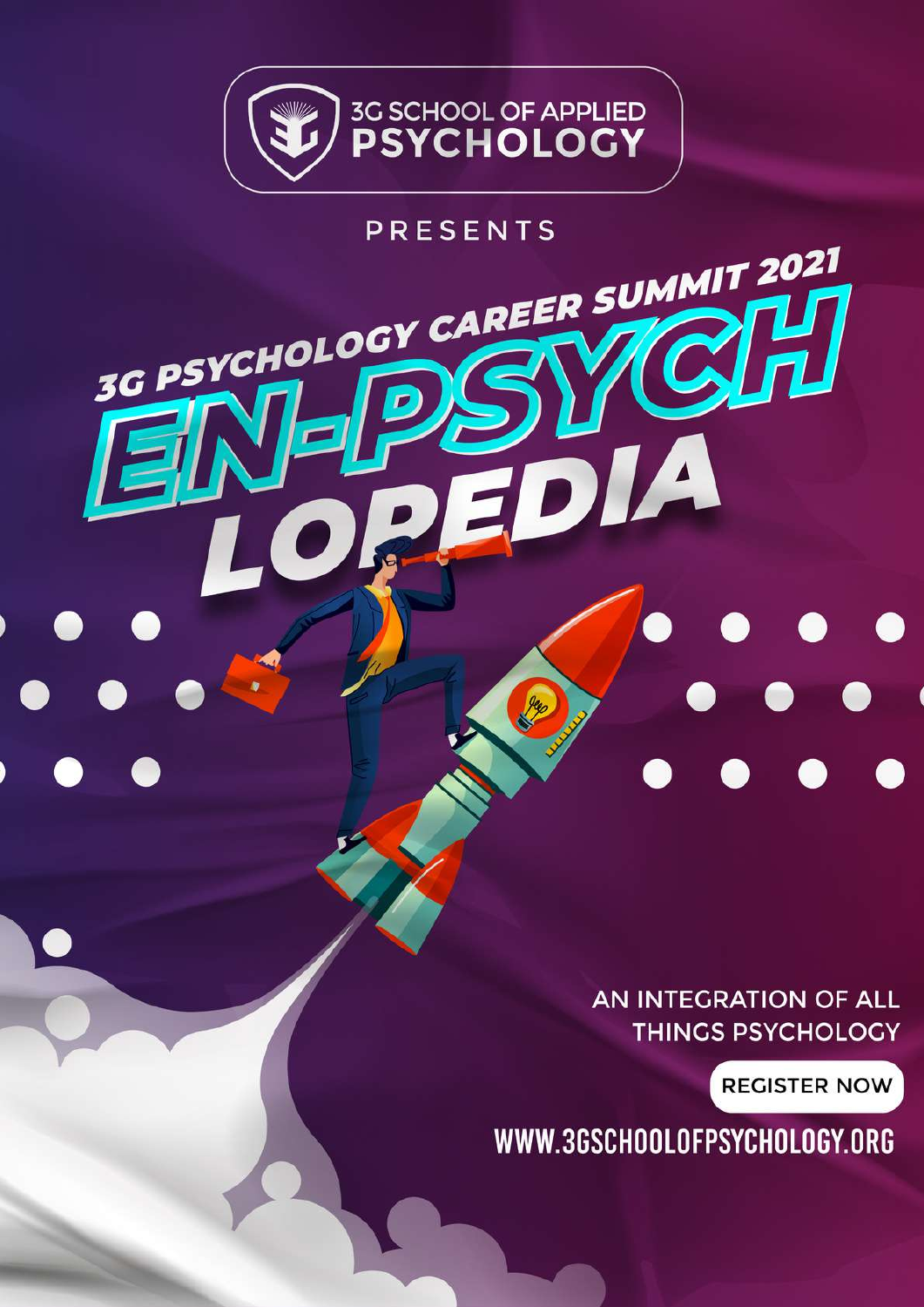3G SCHOOL OF APPLIED **PSYCHOLOGY**

PRESENTS

# 3G PSYCHOLOGY CAREER SUMMIT 2021

# EN-PSYCH LOPEDIA

AN INTEGRATION OF ALL THINGS PSYCHOLOGY

REGISTER NOW

WWW.3GSCHOOLOFPSYCHOLOGY.ORG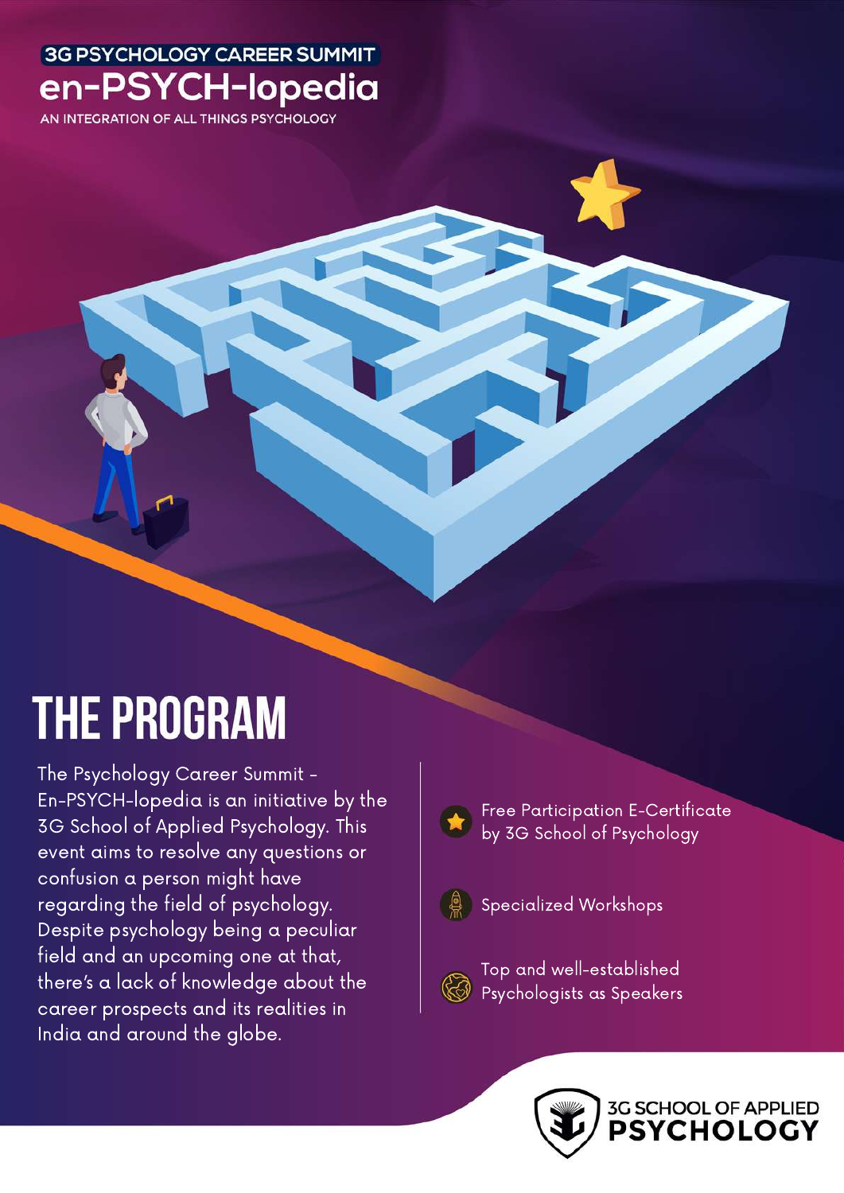3G PSYCHOLOGY CAREER SUMMIT

# en-PSYCH-lopedia

AN INTEGRATION OF ALL THINGS PSYCHOLOGY

## THE PROGRAM

The Psychology Career Summit – En-PSYCH-lopedia is an initiative by the 3G School of Applied Psychology. This event aims to resolve any questions or confusion a person might have regarding the field of psychology. Despite psychology being a peculiar field and an upcoming one at that, there's a lack of knowledge about the career prospects and its realities in India and around the globe.

- Free Participation E-Certificate by 3G School of Psychology
- Specialized Workshops
- Top and well-established Psychologists as Speakers

3G SCHOOL OF APPLIED PSYCHOLOGY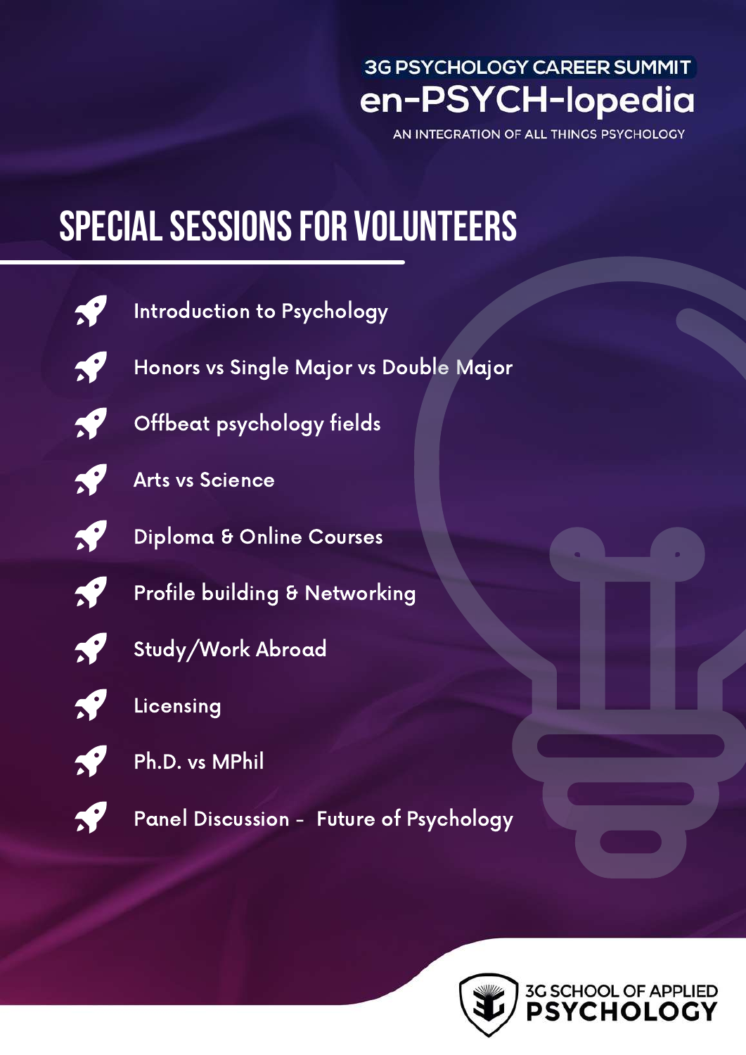3G PSYCHOLOGY CAREER SUMMIT

**en-PSYCH-lopedia**

AN INTEGRATION OF ALL THINGS PSYCHOLOGY

# SPECIAL SESSIONS FOR VOLUNTEERS

- Introduction to Psychology
- Honors vs Single Major vs Double Major
- Offbeat psychology fields
- Arts vs Science
- Diploma & Online Courses
- Profile building & Networking
- Study/Work Abroad
- Licensing
- Ph.D. vs MPhil
- Panel Discussion - Future of Psychology

3G SCHOOL OF APPLIED **PSYCHOLOGY**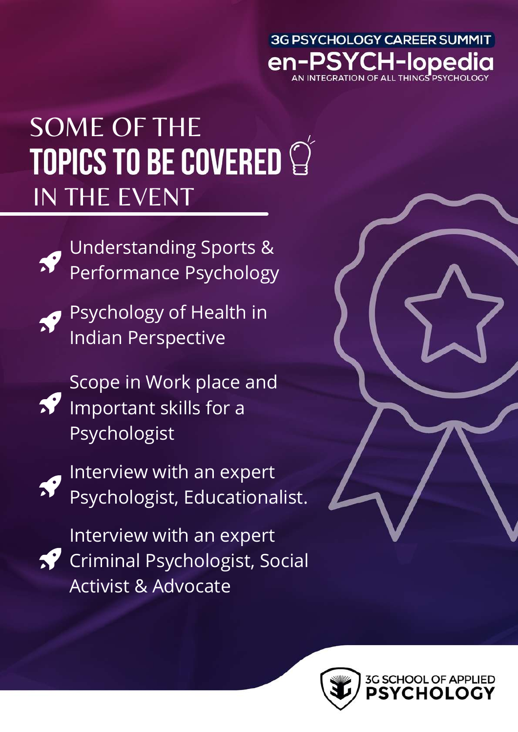3G PSYCHOLOGY CAREER SUMMIT

en-PSYCH-lopedia

AN INTEGRATION OF ALL THINGS PSYCHOLOGY

# SOME OF THE **TOPICS TO BE COVERED** IN THE EVENT

- Understanding Sports & Performance Psychology
- Psychology of Health in Indian Perspective
- Scope in Work place and Important skills for a Psychologist
- Interview with an expert Psychologist, Educationalist.
- Interview with an expert Criminal Psychologist, Social Activist & Advocate

3G SCHOOL OF APPLIED **PSYCHOLOGY**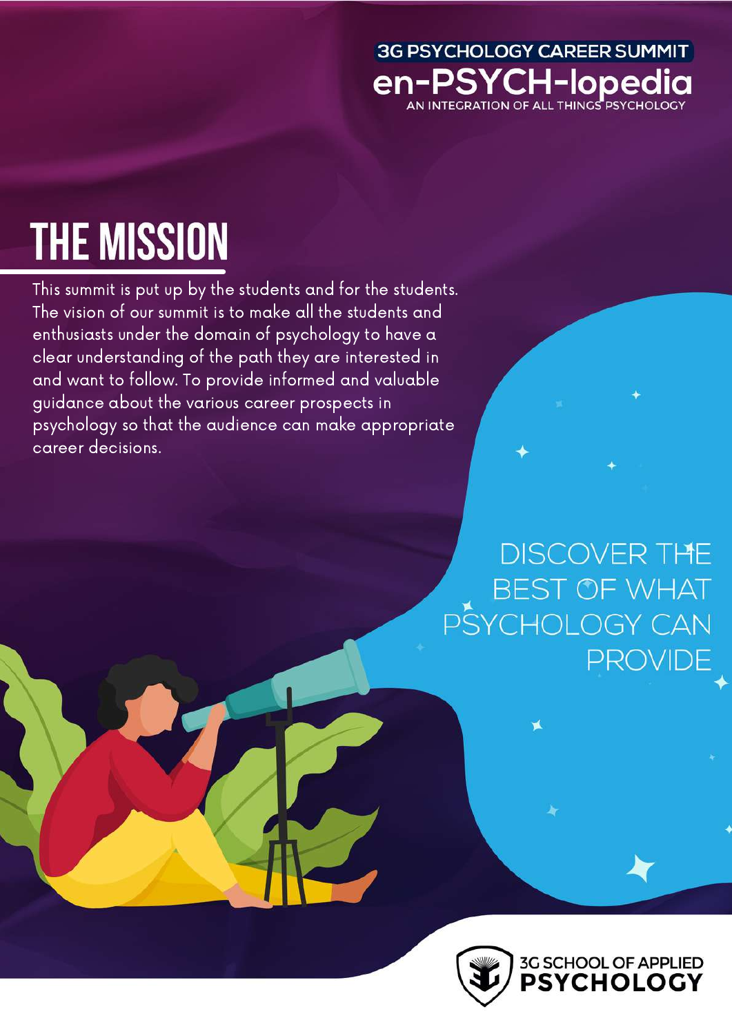3G PSYCHOLOGY CAREER SUMMIT

en-PSYCH-lopedia

AN INTEGRATION OF ALL THINGS PSYCHOLOGY

# THE MISSION

This summit is put up by the students and for the students. The vision of our summit is to make all the students and enthusiasts under the domain of psychology to have a clear understanding of the path they are interested in and want to follow. To provide informed and valuable guidance about the various career prospects in psychology so that the audience can make appropriate career decisions.

DISCOVER THE BEST OF WHAT PSYCHOLOGY CAN PROVIDE

3G SCHOOL OF APPLIED PSYCHOLOGY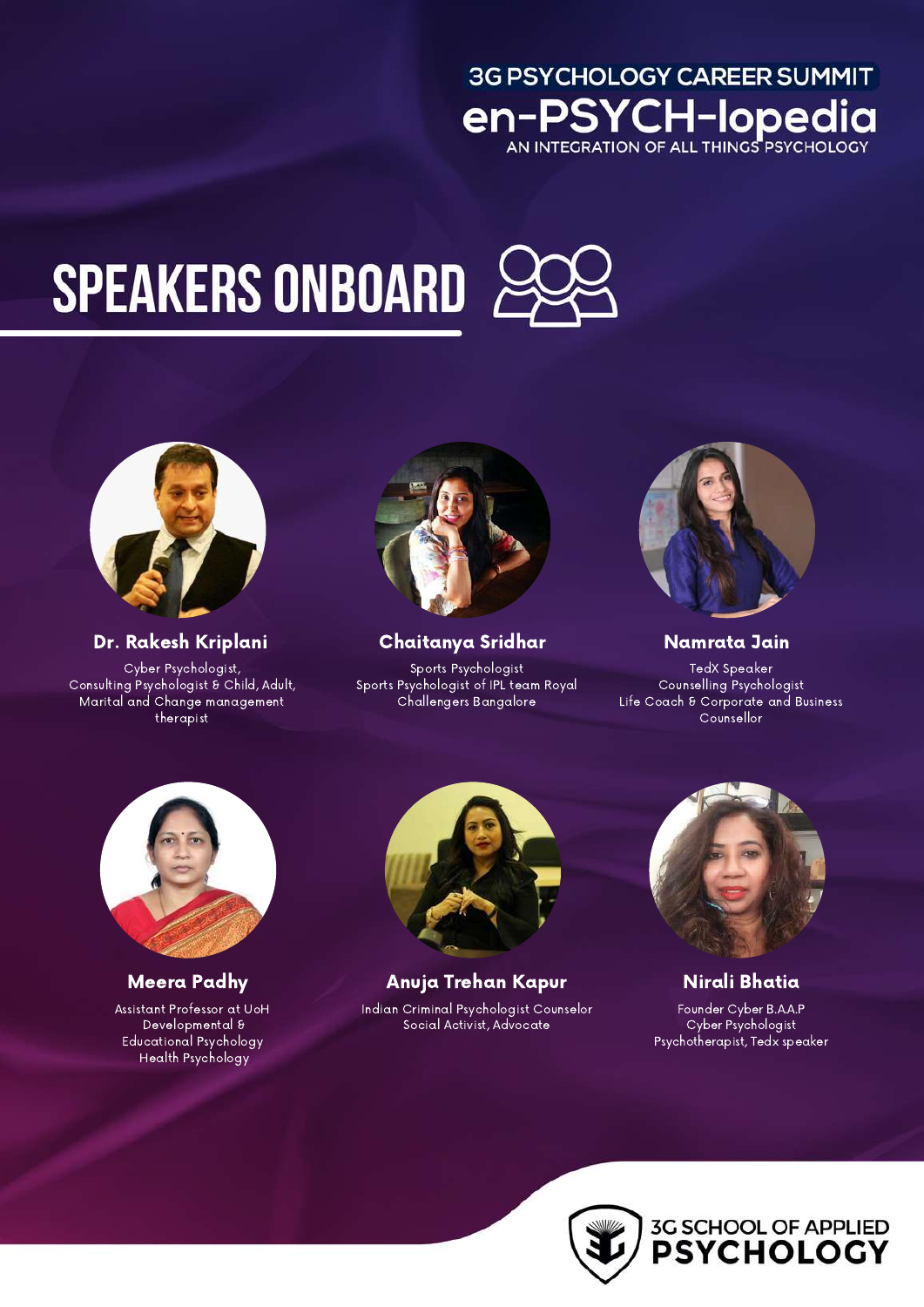3G PSYCHOLOGY CAREER SUMMIT

# en-PSYCH-lopedia

AN INTEGRATION OF ALL THINGS PSYCHOLOGY

## SPEAKERS ONBOARD

### Dr. Rakesh Kriplani

Cyber Psychologist,
Consulting Psychologist & Child, Adult, Marital and Change management therapist

### Chaitanya Sridhar

Sports Psychologist
Sports Psychologist of IPL team Royal Challengers Bangalore

### Namrata Jain

TedX Speaker
Counselling Psychologist
Life Coach & Corporate and Business Counsellor

### Meera Padhy

Assistant Professor at UoH
Developmental & Educational Psychology
Health Psychology

### Anuja Trehan Kapur

Indian Criminal Psychologist Counselor
Social Activist, Advocate

### Nirali Bhatia

Founder Cyber B.A.A.P
Cyber Psychologist
Psychotherapist, Tedx speaker

3G SCHOOL OF APPLIED PSYCHOLOGY